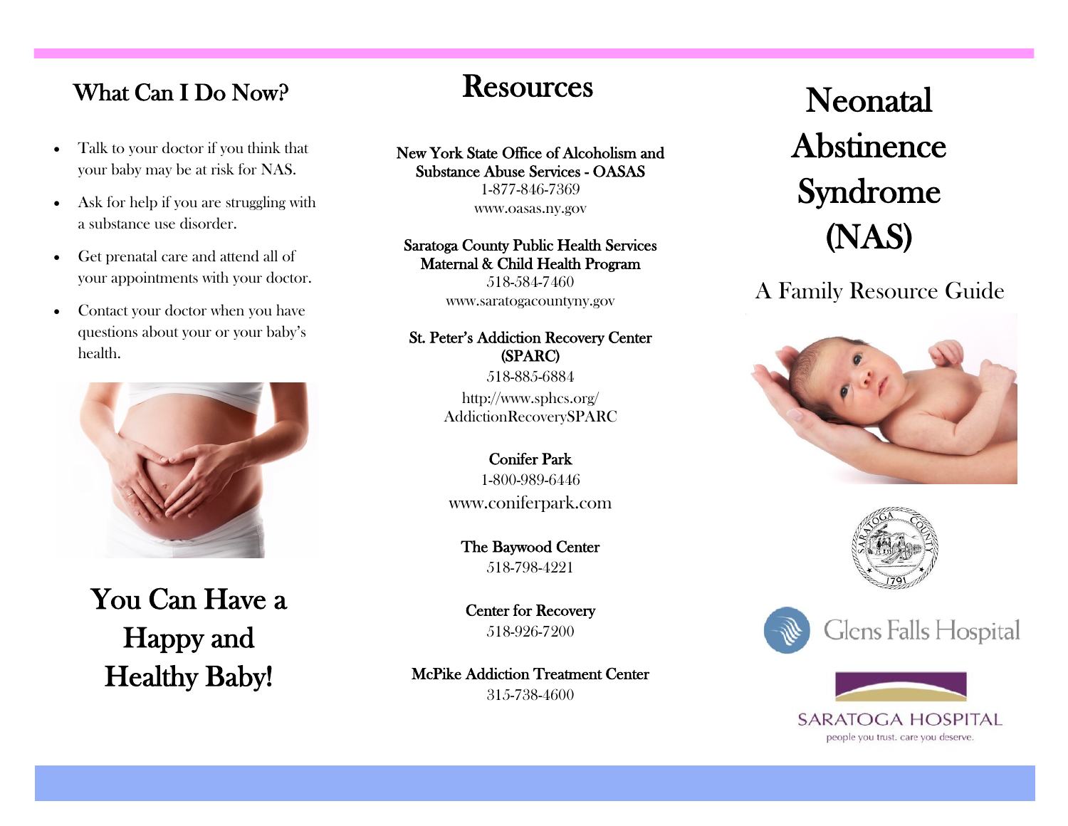## What Can I Do Now?

- Talk to your doctor if you think that your baby may be at risk for NAS.
- Ask for help if you are struggling with a substance use disorder.
- Get prenatal care and attend all of your appointments with your doctor.
- Contact your doctor when you have questions about your or your baby's health.

## You Can Have a Happy and Healthy Baby!

# Resources

**New York State Office of Alcoholism and Substance Abuse Services - OASAS**
1-877-846-7369
www.oasas.ny.gov

**Saratoga County Public Health Services Maternal & Child Health Program**
518-584-7460
www.saratogacountyny.gov

**St. Peter's Addiction Recovery Center (SPARC)**
518-885-6884
http://www.sphcs.org/AddictionRecoverySPARC

**Conifer Park**
1-800-989-6446
www.coniferpark.com

**The Baywood Center**
518-798-4221

**Center for Recovery**
518-926-7200

**McPike Addiction Treatment Center**
315-738-4600

# Neonatal Abstinence Syndrome (NAS)

## A Family Resource Guide

Glens Falls Hospital

SARATOGA HOSPITAL
people you trust. care you deserve.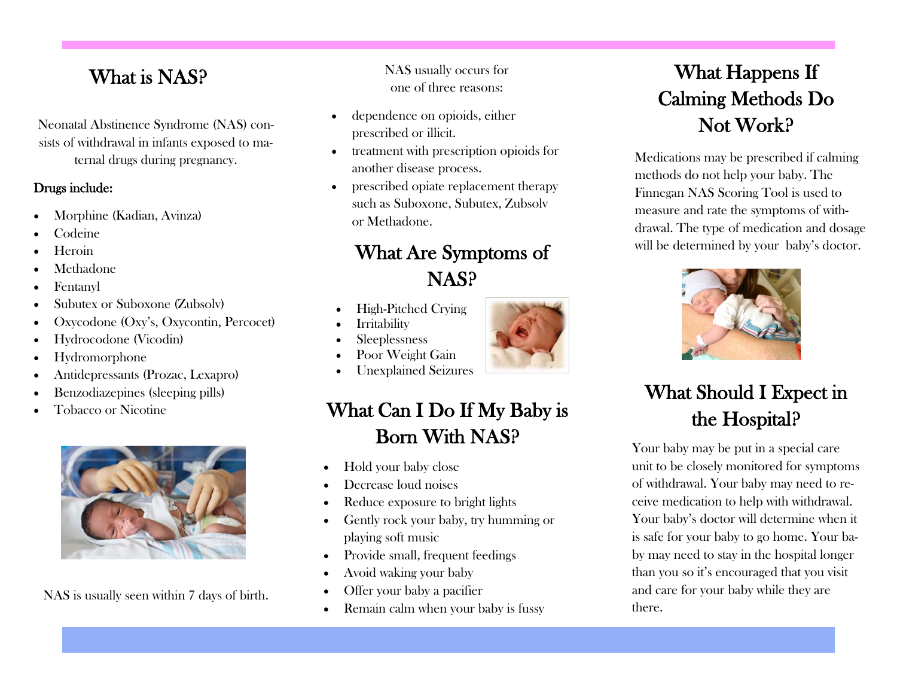## What is NAS?

Neonatal Abstinence Syndrome (NAS) consists of withdrawal in infants exposed to maternal drugs during pregnancy.

Drugs include:

- Morphine (Kadian, Avinza)
- Codeine
- Heroin
- Methadone
- Fentanyl
- Subutex or Suboxone (Zubsolv)
- Oxycodone (Oxy's, Oxycontin, Percocet)
- Hydrocodone (Vicodin)
- Hydromorphone
- Antidepressants (Prozac, Lexapro)
- Benzodiazepines (sleeping pills)
- Tobacco or Nicotine

NAS is usually seen within 7 days of birth.

NAS usually occurs for one of three reasons:

- dependence on opioids, either prescribed or illicit.
- treatment with prescription opioids for another disease process.
- prescribed opiate replacement therapy such as Suboxone, Subutex, Zubsolv or Methadone.

## What Are Symptoms of NAS?

- High-Pitched Crying
- Irritability
- Sleeplessness
- Poor Weight Gain
- Unexplained Seizures

## What Can I Do If My Baby is Born With NAS?

- Hold your baby close
- Decrease loud noises
- Reduce exposure to bright lights
- Gently rock your baby, try humming or playing soft music
- Provide small, frequent feedings
- Avoid waking your baby
- Offer your baby a pacifier
- Remain calm when your baby is fussy

## What Happens If Calming Methods Do Not Work?

Medications may be prescribed if calming methods do not help your baby. The Finnegan NAS Scoring Tool is used to measure and rate the symptoms of withdrawal. The type of medication and dosage will be determined by your baby's doctor.

## What Should I Expect in the Hospital?

Your baby may be put in a special care unit to be closely monitored for symptoms of withdrawal. Your baby may need to receive medication to help with withdrawal. Your baby's doctor will determine when it is safe for your baby to go home. Your baby may need to stay in the hospital longer than you so it's encouraged that you visit and care for your baby while they are there.